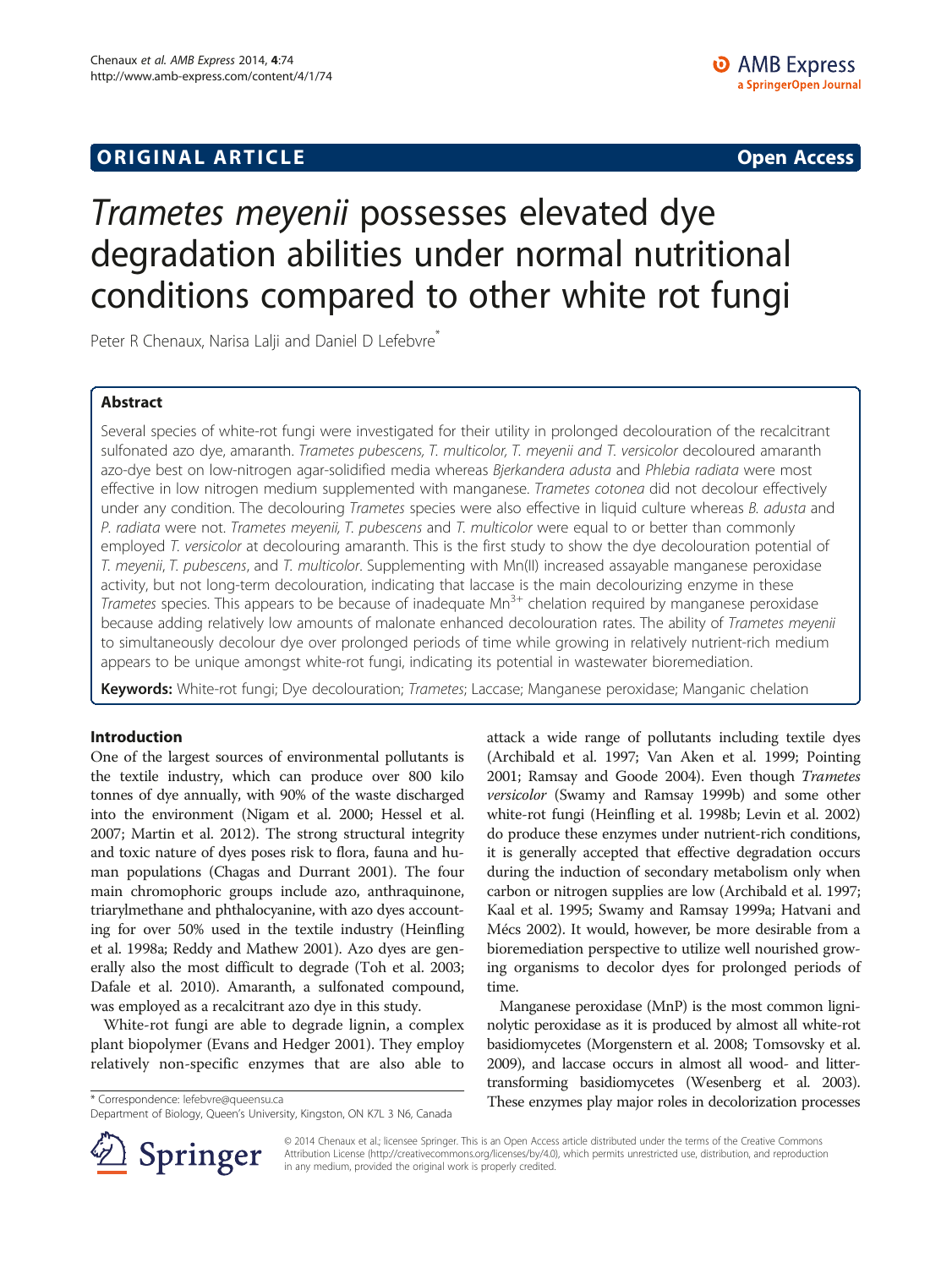ORIGINAL ARTICLE

Open Access

# *Trametes meyenii* possesses elevated dye degradation abilities under normal nutritional conditions compared to other white rot fungi

Peter R Chenaux, Narisa Lalji and Daniel D Lefebvre*

## Abstract

Several species of white-rot fungi were investigated for their utility in prolonged decolouration of the recalcitrant sulfonated azo dye, amaranth. *Trametes pubescens, T. multicolor, T. meyenii and T. versicolor* decoloured amaranth azo-dye best on low-nitrogen agar-solidified media whereas *Bjerkandera adusta* and *Phlebia radiata* were most effective in low nitrogen medium supplemented with manganese. *Trametes cotonea* did not decolour effectively under any condition. The decolouring *Trametes* species were also effective in liquid culture whereas *B. adusta* and *P. radiata* were not. *Trametes meyenii, T. pubescens* and *T. multicolor* were equal to or better than commonly employed *T. versicolor* at decolouring amaranth. This is the first study to show the dye decolouration potential of *T. meyenii*, *T. pubescens*, and *T. multicolor*. Supplementing with Mn(II) increased assayable manganese peroxidase activity, but not long-term decolouration, indicating that laccase is the main decolourizing enzyme in these *Trametes* species. This appears to be because of inadequate $Mn^{3+}$ chelation required by manganese peroxidase because adding relatively low amounts of malonate enhanced decolouration rates. The ability of *Trametes meyenii* to simultaneously decolour dye over prolonged periods of time while growing in relatively nutrient-rich medium appears to be unique amongst white-rot fungi, indicating its potential in wastewater bioremediation.

**Keywords:** White-rot fungi; Dye decolouration; *Trametes*; Laccase; Manganese peroxidase; Manganic chelation

## Introduction

One of the largest sources of environmental pollutants is the textile industry, which can produce over 800 kilo tonnes of dye annually, with 90% of the waste discharged into the environment (Nigam et al. 2000; Hessel et al. 2007; Martin et al. 2012). The strong structural integrity and toxic nature of dyes poses risk to flora, fauna and human populations (Chagas and Durrant 2001). The four main chromophoric groups include azo, anthraquinone, triarylmethane and phthalocyanine, with azo dyes accounting for over 50% used in the textile industry (Heinfling et al. 1998a; Reddy and Mathew 2001). Azo dyes are generally also the most difficult to degrade (Toh et al. 2003; Dafale et al. 2010). Amaranth, a sulfonated compound, was employed as a recalcitrant azo dye in this study.

White-rot fungi are able to degrade lignin, a complex plant biopolymer (Evans and Hedger 2001). They employ relatively non-specific enzymes that are also able to attack a wide range of pollutants including textile dyes (Archibald et al. 1997; Van Aken et al. 1999; Pointing 2001; Ramsay and Goode 2004). Even though *Trametes versicolor* (Swamy and Ramsay 1999b) and some other white-rot fungi (Heinfling et al. 1998b; Levin et al. 2002) do produce these enzymes under nutrient-rich conditions, it is generally accepted that effective degradation occurs during the induction of secondary metabolism only when carbon or nitrogen supplies are low (Archibald et al. 1997; Kaal et al. 1995; Swamy and Ramsay 1999a; Hatvani and Mécs 2002). It would, however, be more desirable from a bioremediation perspective to utilize well nourished growing organisms to decolor dyes for prolonged periods of time.

Manganese peroxidase (MnP) is the most common ligninolytic peroxidase as it is produced by almost all white-rot basidiomycetes (Morgenstern et al. 2008; Tomsovsky et al. 2009), and laccase occurs in almost all wood- and litter-transforming basidiomycetes (Wesenberg et al. 2003). These enzymes play major roles in decolorization processes

* Correspondence: lefebvre@queensu.ca
Department of Biology, Queen's University, Kingston, ON K7L 3 N6, Canada

© 2014 Chenaux et al.; licensee Springer. This is an Open Access article distributed under the terms of the Creative Commons Attribution License (http://creativecommons.org/licenses/by/4.0), which permits unrestricted use, distribution, and reproduction in any medium, provided the original work is properly credited.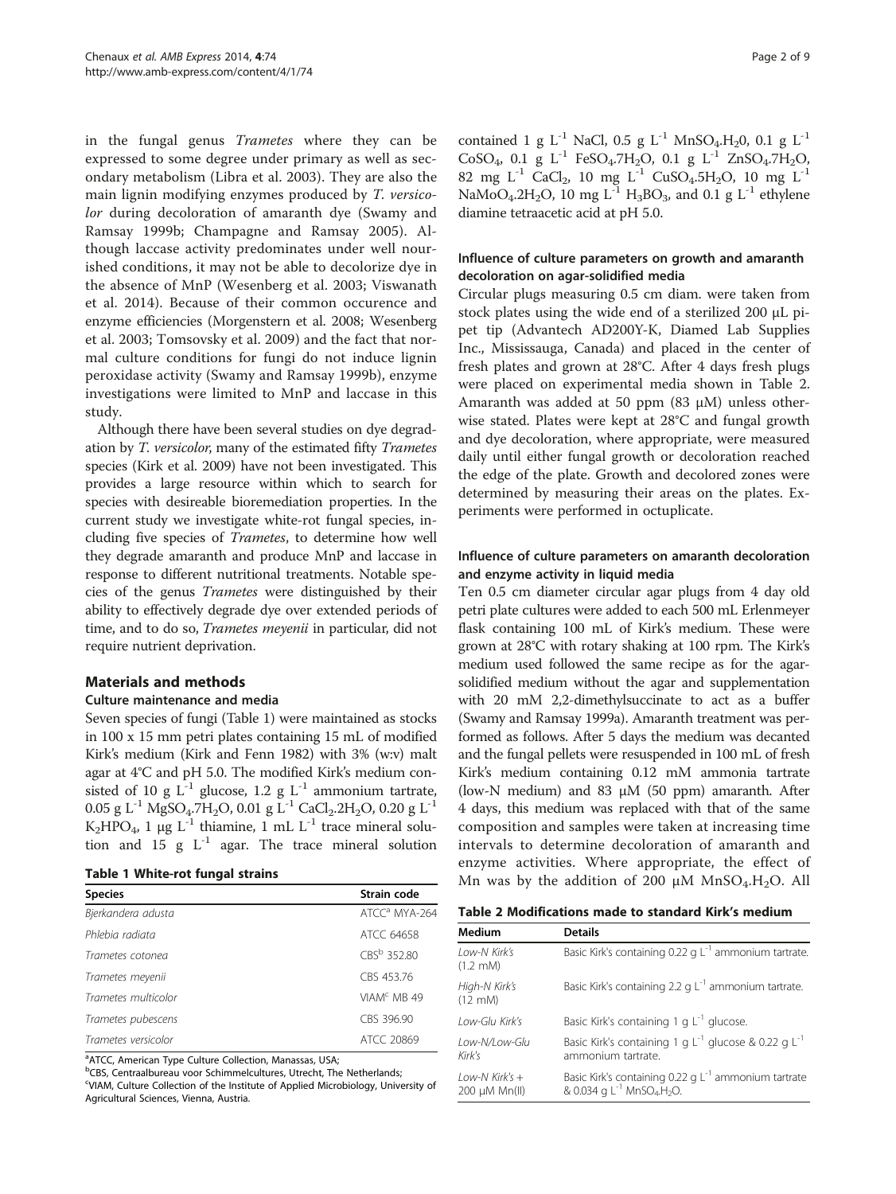in the fungal genus *Trametes* where they can be expressed to some degree under primary as well as secondary metabolism (Libra et al. 2003). They are also the main lignin modifying enzymes produced by *T. versicolor* during decoloration of amaranth dye (Swamy and Ramsay 1999b; Champagne and Ramsay 2005). Although laccase activity predominates under well nourished conditions, it may not be able to decolorize dye in the absence of MnP (Wesenberg et al. 2003; Viswanath et al. 2014). Because of their common occurence and enzyme efficiencies (Morgenstern et al. 2008; Wesenberg et al. 2003; Tomsovsky et al. 2009) and the fact that normal culture conditions for fungi do not induce lignin peroxidase activity (Swamy and Ramsay 1999b), enzyme investigations were limited to MnP and laccase in this study.

Although there have been several studies on dye degradation by *T. versicolor*, many of the estimated fifty *Trametes* species (Kirk et al. 2009) have not been investigated. This provides a large resource within which to search for species with desireable bioremediation properties. In the current study we investigate white-rot fungal species, including five species of *Trametes*, to determine how well they degrade amaranth and produce MnP and laccase in response to different nutritional treatments. Notable species of the genus *Trametes* were distinguished by their ability to effectively degrade dye over extended periods of time, and to do so, *Trametes meyenii* in particular, did not require nutrient deprivation.

## Materials and methods

### Culture maintenance and media

Seven species of fungi (Table 1) were maintained as stocks in 100 x 15 mm petri plates containing 15 mL of modified Kirk's medium (Kirk and Fenn 1982) with 3% (w:v) malt agar at 4°C and pH 5.0. The modified Kirk's medium consisted of 10 g $L^{-1}$ glucose, 1.2 g $L^{-1}$ ammonium tartrate, 0.05 g $L^{-1}$ $MgSO_4.7H_2O$, 0.01 g $L^{-1}$ $CaCl_2.2H_2O$, 0.20 g $L^{-1}$ $K_2HPO_4$, 1 µg $L^{-1}$ thiamine, 1 mL $L^{-1}$ trace mineral solution and 15 g $L^{-1}$ agar. The trace mineral solution contained 1 g $L^{-1}$ NaCl, 0.5 g $L^{-1}$ $MnSO_4.H_2O$, 0.1 g $L^{-1}$ $CoSO_4$, 0.1 g $L^{-1}$ $FeSO_4.7H_2O$, 0.1 g $L^{-1}$ $ZnSO_4.7H_2O$, 82 mg $L^{-1}$ $CaCl_2$, 10 mg $L^{-1}$ $CuSO_4.5H_2O$, 10 mg $L^{-1}$ $NaMoO_4.2H_2O$, 10 mg $L^{-1}$ $H_3BO_3$, and 0.1 g $L^{-1}$ ethylene diamine tetraacetic acid at pH 5.0.

**Table 1 White-rot fungal strains**

| Species | Strain code |
|---|---|
| *Bjerkandera adusta* | ATCC[a] MYA-264 |
| *Phlebia radiata* | ATCC 64658 |
| *Trametes cotonea* | CBS[b] 352.80 |
| *Trametes meyenii* | CBS 453.76 |
| *Trametes multicolor* | VIAM[c] MB 49 |
| *Trametes pubescens* | CBS 396.90 |
| *Trametes versicolor* | ATCC 20869 |

[a]ATCC, American Type Culture Collection, Manassas, USA;
[b]CBS, Centraalbureau voor Schimmelcultures, Utrecht, The Netherlands;
[c]VIAM, Culture Collection of the Institute of Applied Microbiology, University of Agricultural Sciences, Vienna, Austria.

### Influence of culture parameters on growth and amaranth decoloration on agar-solidified media

Circular plugs measuring 0.5 cm diam. were taken from stock plates using the wide end of a sterilized 200 µL pipet tip (Advantech AD200Y-K, Diamed Lab Supplies Inc., Mississauga, Canada) and placed in the center of fresh plates and grown at 28°C. After 4 days fresh plugs were placed on experimental media shown in Table 2. Amaranth was added at 50 ppm (83 µM) unless otherwise stated. Plates were kept at 28°C and fungal growth and dye decoloration, where appropriate, were measured daily until either fungal growth or decoloration reached the edge of the plate. Growth and decolored zones were determined by measuring their areas on the plates. Experiments were performed in octuplicate.

### Influence of culture parameters on amaranth decoloration and enzyme activity in liquid media

Ten 0.5 cm diameter circular agar plugs from 4 day old petri plate cultures were added to each 500 mL Erlenmeyer flask containing 100 mL of Kirk's medium. These were grown at 28°C with rotary shaking at 100 rpm. The Kirk's medium used followed the same recipe as for the agar-solidified medium without the agar and supplementation with 20 mM 2,2-dimethylsuccinate to act as a buffer (Swamy and Ramsay 1999a). Amaranth treatment was performed as follows. After 5 days the medium was decanted and the fungal pellets were resuspended in 100 mL of fresh Kirk's medium containing 0.12 mM ammonia tartrate (low-N medium) and 83 µM (50 ppm) amaranth. After 4 days, this medium was replaced with that of the same composition and samples were taken at increasing time intervals to determine decoloration of amaranth and enzyme activities. Where appropriate, the effect of Mn was by the addition of 200 µM $MnSO_4.H_2O$. All

**Table 2 Modifications made to standard Kirk's medium**

| Medium | Details |
|---|---|
| *Low-N Kirk's* (1.2 mM) | Basic Kirk's containing 0.22 g $L^{-1}$ ammonium tartrate. |
| *High-N Kirk's* (12 mM) | Basic Kirk's containing 2.2 g $L^{-1}$ ammonium tartrate. |
| *Low-Glu Kirk's* | Basic Kirk's containing 1 g $L^{-1}$ glucose. |
| *Low-N/Low-Glu Kirk's* | Basic Kirk's containing 1 g $L^{-1}$ glucose & 0.22 g $L^{-1}$ ammonium tartrate. |
| *Low-N Kirk's +* 200 µM Mn(II) | Basic Kirk's containing 0.22 g $L^{-1}$ ammonium tartrate & 0.034 g $L^{-1}$ $MnSO_4.H_2O$. |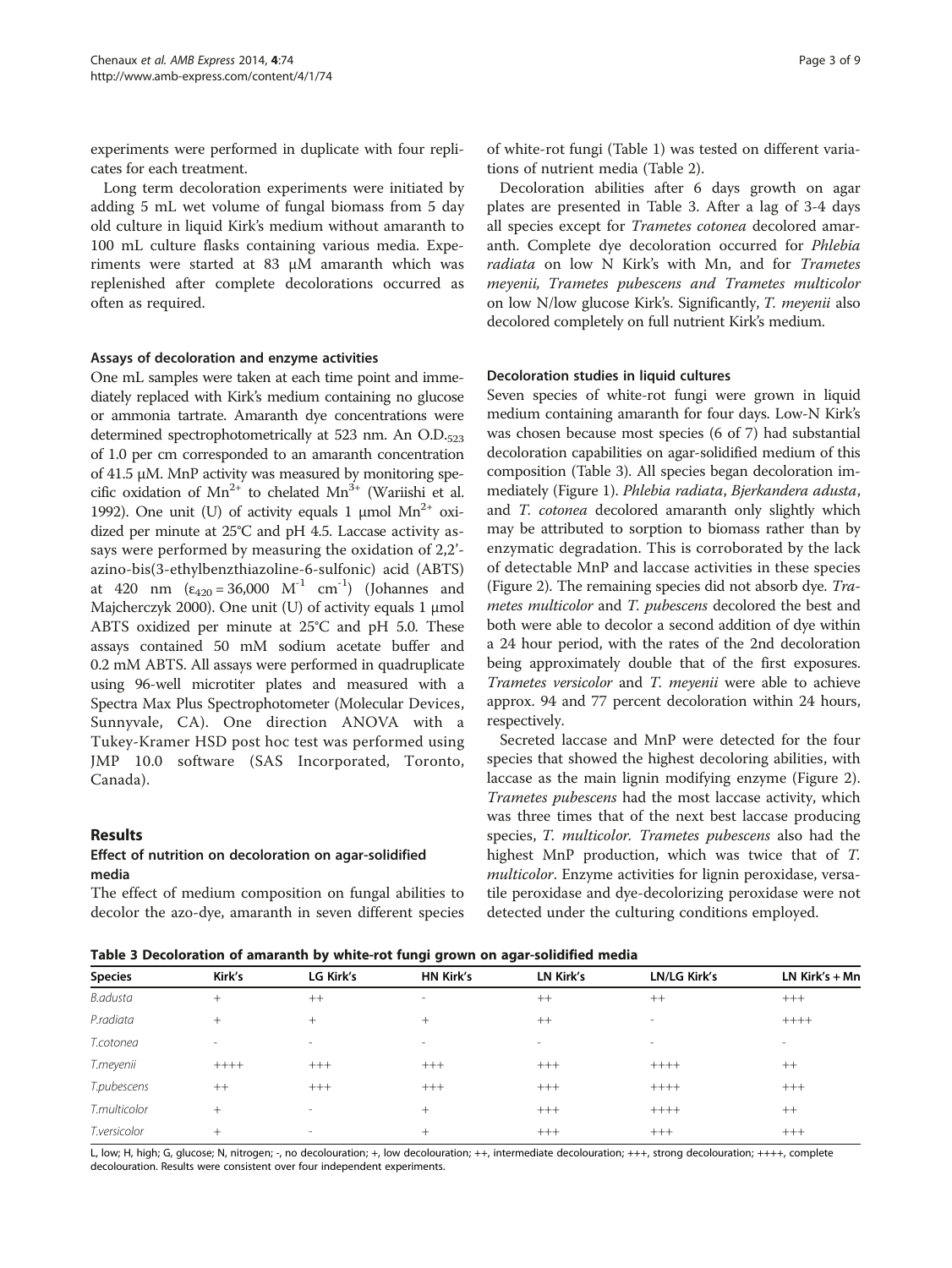experiments were performed in duplicate with four replicates for each treatment.

Long term decoloration experiments were initiated by adding 5 mL wet volume of fungal biomass from 5 day old culture in liquid Kirk's medium without amaranth to 100 mL culture flasks containing various media. Experiments were started at 83 μM amaranth which was replenished after complete decolorations occurred as often as required.

#### Assays of decoloration and enzyme activities

One mL samples were taken at each time point and immediately replaced with Kirk's medium containing no glucose or ammonia tartrate. Amaranth dye concentrations were determined spectrophotometrically at 523 nm. An $O.D._{523}$ of 1.0 per cm corresponded to an amaranth concentration of 41.5 μM. MnP activity was measured by monitoring specific oxidation of $Mn^{2+}$ to chelated $Mn^{3+}$ (Wariishi et al. 1992). One unit (U) of activity equals 1 μmol $Mn^{2+}$ oxidized per minute at 25°C and pH 4.5. Laccase activity assays were performed by measuring the oxidation of 2,2'-azino-bis(3-ethylbenzthiazoline-6-sulfonic) acid (ABTS) at 420 nm ($\varepsilon_{420} = 36{,}000\ M^{-1}\ cm^{-1}$) (Johannes and Majcherczyk 2000). One unit (U) of activity equals 1 μmol ABTS oxidized per minute at 25°C and pH 5.0. These assays contained 50 mM sodium acetate buffer and 0.2 mM ABTS. All assays were performed in quadruplicate using 96-well microtiter plates and measured with a Spectra Max Plus Spectrophotometer (Molecular Devices, Sunnyvale, CA). One direction ANOVA with a Tukey-Kramer HSD post hoc test was performed using JMP 10.0 software (SAS Incorporated, Toronto, Canada).

## Results

### Effect of nutrition on decoloration on agar-solidified media

The effect of medium composition on fungal abilities to decolor the azo-dye, amaranth in seven different species of white-rot fungi (Table 1) was tested on different variations of nutrient media (Table 2).

Decoloration abilities after 6 days growth on agar plates are presented in Table 3. After a lag of 3-4 days all species except for *Trametes cotonea* decolored amaranth. Complete dye decoloration occurred for *Phlebia radiata* on low N Kirk's with Mn, and for *Trametes meyenii, Trametes pubescens and Trametes multicolor* on low N/low glucose Kirk's. Significantly, *T. meyenii* also decolored completely on full nutrient Kirk's medium.

### Decoloration studies in liquid cultures

Seven species of white-rot fungi were grown in liquid medium containing amaranth for four days. Low-N Kirk's was chosen because most species (6 of 7) had substantial decoloration capabilities on agar-solidified medium of this composition (Table 3). All species began decoloration immediately (Figure 1). *Phlebia radiata*, *Bjerkandera adusta*, and *T. cotonea* decolored amaranth only slightly which may be attributed to sorption to biomass rather than by enzymatic degradation. This is corroborated by the lack of detectable MnP and laccase activities in these species (Figure 2). The remaining species did not absorb dye. *Trametes multicolor* and *T. pubescens* decolored the best and both were able to decolor a second addition of dye within a 24 hour period, with the rates of the 2nd decoloration being approximately double that of the first exposures. *Trametes versicolor* and *T. meyenii* were able to achieve approx. 94 and 77 percent decoloration within 24 hours, respectively.

Secreted laccase and MnP were detected for the four species that showed the highest decoloring abilities, with laccase as the main lignin modifying enzyme (Figure 2). *Trametes pubescens* had the most laccase activity, which was three times that of the next best laccase producing species, *T. multicolor*. *Trametes pubescens* also had the highest MnP production, which was twice that of *T. multicolor*. Enzyme activities for lignin peroxidase, versatile peroxidase and dye-decolorizing peroxidase were not detected under the culturing conditions employed.

**Table 3 Decoloration of amaranth by white-rot fungi grown on agar-solidified media**

| Species | Kirk's | LG Kirk's | HN Kirk's | LN Kirk's | LN/LG Kirk's | LN Kirk's + Mn |
|---|---|---|---|---|---|---|
| *B.adusta* | + | ++ | - | ++ | ++ | +++ |
| *P.radiata* | + | + | + | ++ | - | ++++ |
| *T.cotonea* | - | - | - | - | - | - |
| *T.meyenii* | ++++ | +++ | +++ | +++ | ++++ | ++ |
| *T.pubescens* | ++ | +++ | +++ | +++ | ++++ | +++ |
| *T.multicolor* | + | - | + | +++ | ++++ | ++ |
| *T.versicolor* | + | - | + | +++ | +++ | +++ |

L, low; H, high; G, glucose; N, nitrogen; -, no decolouration; +, low decolouration; ++, intermediate decolouration; +++, strong decolouration; ++++, complete decolouration. Results were consistent over four independent experiments.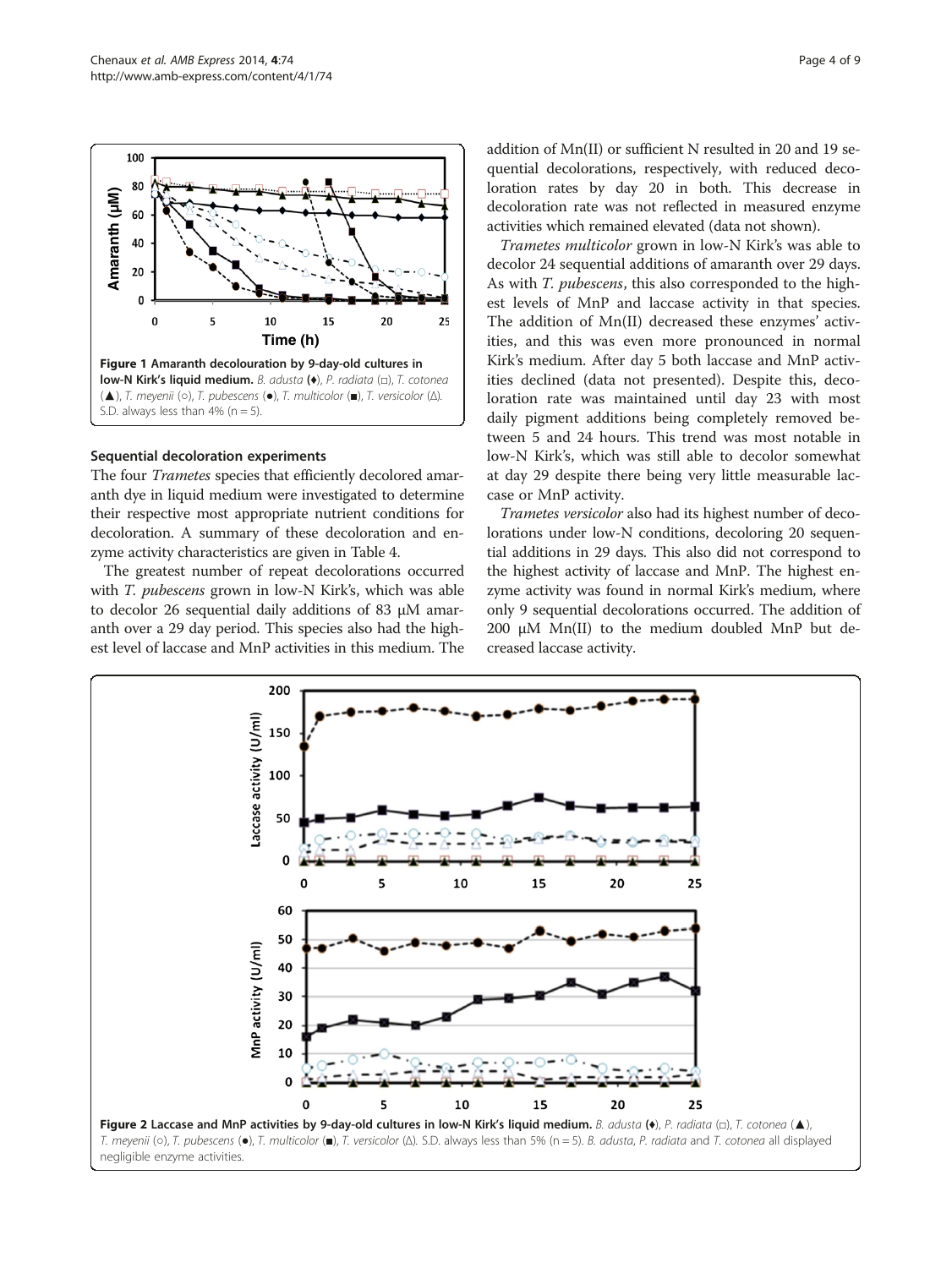Figure 1 Amaranth decolouration by 9-day-old cultures in low-N Kirk's liquid medium. *B. adusta* (♦), *P. radiata* (□), *T. cotonea* (▲), *T. meyenii* (○), *T. pubescens* (●), *T. multicolor* (■), *T. versicolor* (Δ). S.D. always less than 4% (n = 5).

### Sequential decoloration experiments

The four *Trametes* species that efficiently decolored amaranth dye in liquid medium were investigated to determine their respective most appropriate nutrient conditions for decoloration. A summary of these decoloration and enzyme activity characteristics are given in Table 4.

The greatest number of repeat decolorations occurred with *T. pubescens* grown in low-N Kirk's, which was able to decolor 26 sequential daily additions of 83 μM amaranth over a 29 day period. This species also had the highest level of laccase and MnP activities in this medium. The addition of Mn(II) or sufficient N resulted in 20 and 19 sequential decolorations, respectively, with reduced decoloration rates by day 20 in both. This decrease in decoloration rate was not reflected in measured enzyme activities which remained elevated (data not shown).

*Trametes multicolor* grown in low-N Kirk's was able to decolor 24 sequential additions of amaranth over 29 days. As with *T. pubescens*, this also corresponded to the highest levels of MnP and laccase activity in that species. The addition of Mn(II) decreased these enzymes' activities, and this was even more pronounced in normal Kirk's medium. After day 5 both laccase and MnP activities declined (data not presented). Despite this, decoloration rate was maintained until day 23 with most daily pigment additions being completely removed between 5 and 24 hours. This trend was most notable in low-N Kirk's, which was still able to decolor somewhat at day 29 despite there being very little measurable laccase or MnP activity.

*Trametes versicolor* also had its highest number of decolorations under low-N conditions, decoloring 20 sequential additions in 29 days. This also did not correspond to the highest activity of laccase and MnP. The highest enzyme activity was found in normal Kirk's medium, where only 9 sequential decolorations occurred. The addition of 200 μM Mn(II) to the medium doubled MnP but decreased laccase activity.

Figure 2 Laccase and MnP activities by 9-day-old cultures in low-N Kirk's liquid medium. *B. adusta* (♦), *P. radiata* (□), *T. cotonea* (▲), *T. meyenii* (○), *T. pubescens* (●), *T. multicolor* (■), *T. versicolor* (Δ). S.D. always less than 5% (n = 5). *B. adusta*, *P. radiata* and *T. cotonea* all displayed negligible enzyme activities.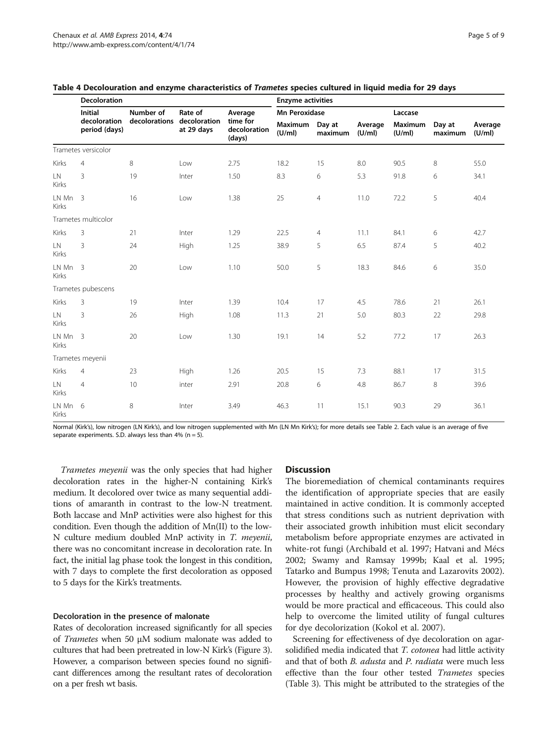**Table 4 Decolouration and enzyme characteristics of *Trametes* species cultured in liquid media for 29 days**

| | Decoloration | | | | Enzyme activities | | | | | |
|---|---|---|---|---|---|---|---|---|---|---|
| | | | | | Mn Peroxidase | | | Laccase | | |
| | Initial decoloration period (days) | Number of decolorations | Rate of decoloration at 29 days | Average time for decoloration (days) | Maximum (U/ml) | Day at maximum | Average (U/ml) | Maximum (U/ml) | Day at maximum | Average (U/ml) |
| Trametes versicolor | | | | | | | | | | |
| Kirks | 4 | 8 | Low | 2.75 | 18.2 | 15 | 8.0 | 90.5 | 8 | 55.0 |
| LN Kirks | 3 | 19 | Inter | 1.50 | 8.3 | 6 | 5.3 | 91.8 | 6 | 34.1 |
| LN Mn Kirks | 3 | 16 | Low | 1.38 | 25 | 4 | 11.0 | 72.2 | 5 | 40.4 |
| Trametes multicolor | | | | | | | | | | |
| Kirks | 3 | 21 | Inter | 1.29 | 22.5 | 4 | 11.1 | 84.1 | 6 | 42.7 |
| LN Kirks | 3 | 24 | High | 1.25 | 38.9 | 5 | 6.5 | 87.4 | 5 | 40.2 |
| LN Mn Kirks | 3 | 20 | Low | 1.10 | 50.0 | 5 | 18.3 | 84.6 | 6 | 35.0 |
| Trametes pubescens | | | | | | | | | | |
| Kirks | 3 | 19 | Inter | 1.39 | 10.4 | 17 | 4.5 | 78.6 | 21 | 26.1 |
| LN Kirks | 3 | 26 | High | 1.08 | 11.3 | 21 | 5.0 | 80.3 | 22 | 29.8 |
| LN Mn Kirks | 3 | 20 | Low | 1.30 | 19.1 | 14 | 5.2 | 77.2 | 17 | 26.3 |
| Trametes meyenii | | | | | | | | | | |
| Kirks | 4 | 23 | High | 1.26 | 20.5 | 15 | 7.3 | 88.1 | 17 | 31.5 |
| LN Kirks | 4 | 10 | inter | 2.91 | 20.8 | 6 | 4.8 | 86.7 | 8 | 39.6 |
| LN Mn Kirks | 6 | 8 | Inter | 3.49 | 46.3 | 11 | 15.1 | 90.3 | 29 | 36.1 |

Normal (Kirk's), low nitrogen (LN Kirk's), and low nitrogen supplemented with Mn (LN Mn Kirk's); for more details see Table 2. Each value is an average of five separate experiments. S.D. always less than 4% (n = 5).

*Trametes meyenii* was the only species that had higher decoloration rates in the higher-N containing Kirk's medium. It decolored over twice as many sequential additions of amaranth in contrast to the low-N treatment. Both laccase and MnP activities were also highest for this condition. Even though the addition of Mn(II) to the low-N culture medium doubled MnP activity in *T. meyenii*, there was no concomitant increase in decoloration rate. In fact, the initial lag phase took the longest in this condition, with 7 days to complete the first decoloration as opposed to 5 days for the Kirk's treatments.

#### Decoloration in the presence of malonate

Rates of decoloration increased significantly for all species of *Trametes* when 50 μM sodium malonate was added to cultures that had been pretreated in low-N Kirk's (Figure 3). However, a comparison between species found no significant differences among the resultant rates of decoloration on a per fresh wt basis.

## Discussion

The bioremediation of chemical contaminants requires the identification of appropriate species that are easily maintained in active condition. It is commonly accepted that stress conditions such as nutrient deprivation with their associated growth inhibition must elicit secondary metabolism before appropriate enzymes are activated in white-rot fungi (Archibald et al. 1997; Hatvani and Mécs 2002; Swamy and Ramsay 1999b; Kaal et al. 1995; Tatarko and Bumpus 1998; Tenuta and Lazarovits 2002). However, the provision of highly effective degradative processes by healthy and actively growing organisms would be more practical and efficaceous. This could also help to overcome the limited utility of fungal cultures for dye decolorization (Kokol et al. 2007).

Screening for effectiveness of dye decoloration on agar-solidified media indicated that *T. cotonea* had little activity and that of both *B. adusta* and *P. radiata* were much less effective than the four other tested *Trametes* species (Table 3). This might be attributed to the strategies of the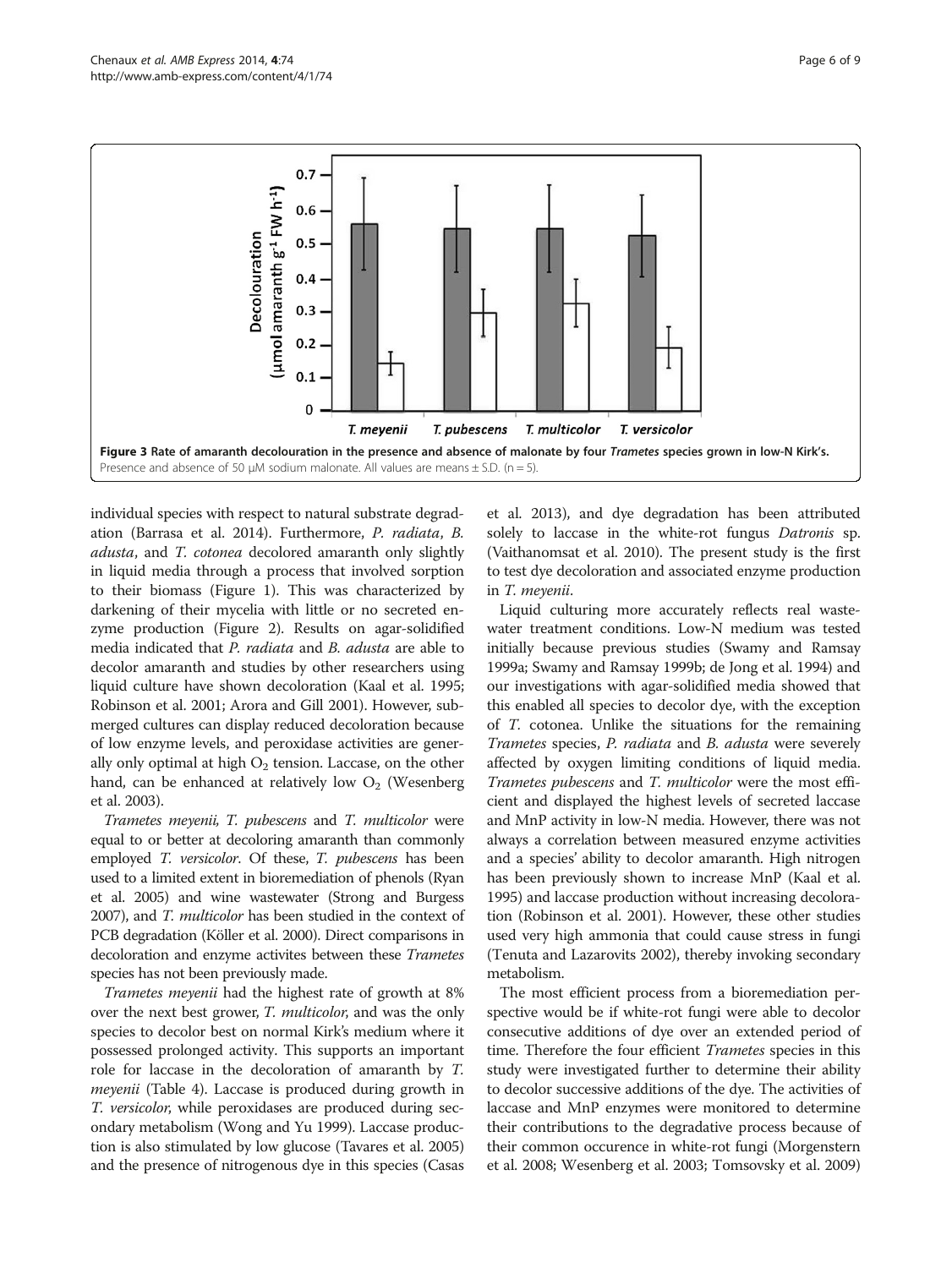Figure 3 Rate of amaranth decolouration in the presence and absence of malonate by four *Trametes* species grown in low-N Kirk's. Presence and absence of 50 μM sodium malonate. All values are means ± S.D. (n = 5).

individual species with respect to natural substrate degradation (Barrasa et al. 2014). Furthermore, *P. radiata*, *B. adusta*, and *T. cotonea* decolored amaranth only slightly in liquid media through a process that involved sorption to their biomass (Figure 1). This was characterized by darkening of their mycelia with little or no secreted enzyme production (Figure 2). Results on agar-solidified media indicated that *P. radiata* and *B. adusta* are able to decolor amaranth and studies by other researchers using liquid culture have shown decoloration (Kaal et al. 1995; Robinson et al. 2001; Arora and Gill 2001). However, submerged cultures can display reduced decoloration because of low enzyme levels, and peroxidase activities are generally only optimal at high $O_2$ tension. Laccase, on the other hand, can be enhanced at relatively low $O_2$ (Wesenberg et al. 2003).

*Trametes meyenii, T. pubescens* and *T. multicolor* were equal to or better at decoloring amaranth than commonly employed *T. versicolor*. Of these, *T. pubescens* has been used to a limited extent in bioremediation of phenols (Ryan et al. 2005) and wine wastewater (Strong and Burgess 2007), and *T. multicolor* has been studied in the context of PCB degradation (Köller et al. 2000). Direct comparisons in decoloration and enzyme activites between these *Trametes* species has not been previously made.

*Trametes meyenii* had the highest rate of growth at 8% over the next best grower, *T. multicolor*, and was the only species to decolor best on normal Kirk's medium where it possessed prolonged activity. This supports an important role for laccase in the decoloration of amaranth by *T. meyenii* (Table 4). Laccase is produced during growth in *T. versicolor*, while peroxidases are produced during secondary metabolism (Wong and Yu 1999). Laccase production is also stimulated by low glucose (Tavares et al. 2005) and the presence of nitrogenous dye in this species (Casas et al. 2013), and dye degradation has been attributed solely to laccase in the white-rot fungus *Datronis* sp. (Vaithanomsat et al. 2010). The present study is the first to test dye decoloration and associated enzyme production in *T. meyenii*.

Liquid culturing more accurately reflects real wastewater treatment conditions. Low-N medium was tested initially because previous studies (Swamy and Ramsay 1999a; Swamy and Ramsay 1999b; de Jong et al. 1994) and our investigations with agar-solidified media showed that this enabled all species to decolor dye, with the exception of *T.* cotonea. Unlike the situations for the remaining *Trametes* species, *P. radiata* and *B. adusta* were severely affected by oxygen limiting conditions of liquid media. *Trametes pubescens* and *T. multicolor* were the most efficient and displayed the highest levels of secreted laccase and MnP activity in low-N media. However, there was not always a correlation between measured enzyme activities and a species' ability to decolor amaranth. High nitrogen has been previously shown to increase MnP (Kaal et al. 1995) and laccase production without increasing decoloration (Robinson et al. 2001). However, these other studies used very high ammonia that could cause stress in fungi (Tenuta and Lazarovits 2002), thereby invoking secondary metabolism.

The most efficient process from a bioremediation perspective would be if white-rot fungi were able to decolor consecutive additions of dye over an extended period of time. Therefore the four efficient *Trametes* species in this study were investigated further to determine their ability to decolor successive additions of the dye. The activities of laccase and MnP enzymes were monitored to determine their contributions to the degradative process because of their common occurence in white-rot fungi (Morgenstern et al. 2008; Wesenberg et al. 2003; Tomsovsky et al. 2009)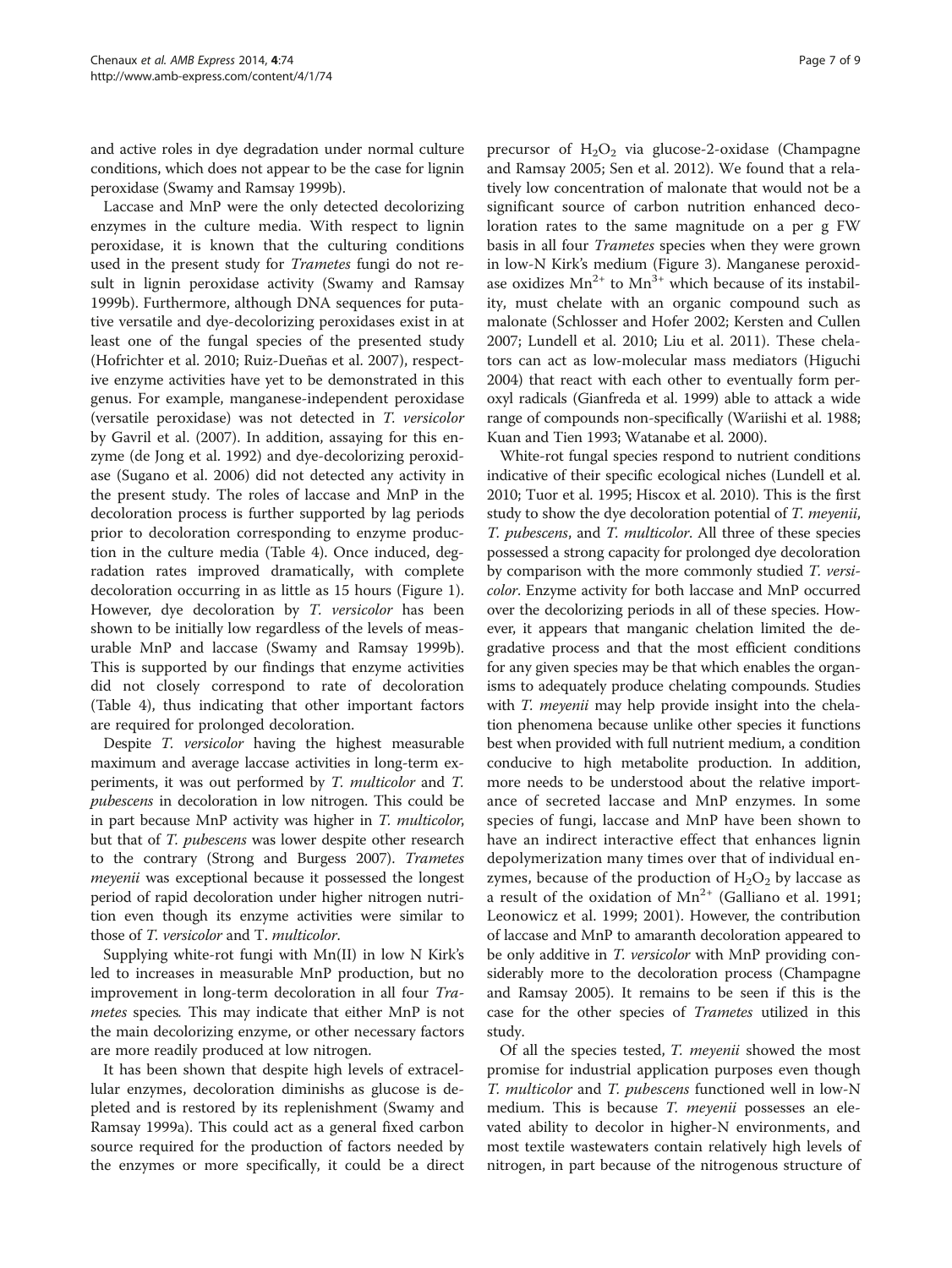and active roles in dye degradation under normal culture conditions, which does not appear to be the case for lignin peroxidase (Swamy and Ramsay 1999b).

Laccase and MnP were the only detected decolorizing enzymes in the culture media. With respect to lignin peroxidase, it is known that the culturing conditions used in the present study for *Trametes* fungi do not result in lignin peroxidase activity (Swamy and Ramsay 1999b). Furthermore, although DNA sequences for putative versatile and dye-decolorizing peroxidases exist in at least one of the fungal species of the presented study (Hofrichter et al. 2010; Ruiz-Dueñas et al. 2007), respective enzyme activities have yet to be demonstrated in this genus. For example, manganese-independent peroxidase (versatile peroxidase) was not detected in *T. versicolor* by Gavril et al. (2007). In addition, assaying for this enzyme (de Jong et al. 1992) and dye-decolorizing peroxidase (Sugano et al. 2006) did not detected any activity in the present study. The roles of laccase and MnP in the decoloration process is further supported by lag periods prior to decoloration corresponding to enzyme production in the culture media (Table 4). Once induced, degradation rates improved dramatically, with complete decoloration occurring in as little as 15 hours (Figure 1). However, dye decoloration by *T. versicolor* has been shown to be initially low regardless of the levels of measurable MnP and laccase (Swamy and Ramsay 1999b). This is supported by our findings that enzyme activities did not closely correspond to rate of decoloration (Table 4), thus indicating that other important factors are required for prolonged decoloration.

Despite *T. versicolor* having the highest measurable maximum and average laccase activities in long-term experiments, it was out performed by *T. multicolor* and *T. pubescens* in decoloration in low nitrogen. This could be in part because MnP activity was higher in *T. multicolor*, but that of *T. pubescens* was lower despite other research to the contrary (Strong and Burgess 2007). *Trametes meyenii* was exceptional because it possessed the longest period of rapid decoloration under higher nitrogen nutrition even though its enzyme activities were similar to those of *T. versicolor* and T. *multicolor*.

Supplying white-rot fungi with Mn(II) in low N Kirk's led to increases in measurable MnP production, but no improvement in long-term decoloration in all four *Trametes* species*.* This may indicate that either MnP is not the main decolorizing enzyme, or other necessary factors are more readily produced at low nitrogen.

It has been shown that despite high levels of extracellular enzymes, decoloration diminishs as glucose is depleted and is restored by its replenishment (Swamy and Ramsay 1999a). This could act as a general fixed carbon source required for the production of factors needed by the enzymes or more specifically, it could be a direct precursor of $H_2O_2$ via glucose-2-oxidase (Champagne and Ramsay 2005; Sen et al. 2012). We found that a relatively low concentration of malonate that would not be a significant source of carbon nutrition enhanced decoloration rates to the same magnitude on a per g FW basis in all four *Trametes* species when they were grown in low-N Kirk's medium (Figure 3). Manganese peroxidase oxidizes $Mn^{2+}$ to $Mn^{3+}$ which because of its instability, must chelate with an organic compound such as malonate (Schlosser and Hofer 2002; Kersten and Cullen 2007; Lundell et al. 2010; Liu et al. 2011). These chelators can act as low-molecular mass mediators (Higuchi 2004) that react with each other to eventually form peroxyl radicals (Gianfreda et al. 1999) able to attack a wide range of compounds non-specifically (Wariishi et al. 1988; Kuan and Tien 1993; Watanabe et al. 2000).

White-rot fungal species respond to nutrient conditions indicative of their specific ecological niches (Lundell et al. 2010; Tuor et al. 1995; Hiscox et al. 2010). This is the first study to show the dye decoloration potential of *T. meyenii*, *T. pubescens*, and *T. multicolor*. All three of these species possessed a strong capacity for prolonged dye decoloration by comparison with the more commonly studied *T. versicolor*. Enzyme activity for both laccase and MnP occurred over the decolorizing periods in all of these species. However, it appears that manganic chelation limited the degradative process and that the most efficient conditions for any given species may be that which enables the organisms to adequately produce chelating compounds. Studies with *T. meyenii* may help provide insight into the chelation phenomena because unlike other species it functions best when provided with full nutrient medium, a condition conducive to high metabolite production. In addition, more needs to be understood about the relative importance of secreted laccase and MnP enzymes. In some species of fungi, laccase and MnP have been shown to have an indirect interactive effect that enhances lignin depolymerization many times over that of individual enzymes, because of the production of $H_2O_2$ by laccase as a result of the oxidation of $Mn^{2+}$ (Galliano et al. 1991; Leonowicz et al. 1999; 2001). However, the contribution of laccase and MnP to amaranth decoloration appeared to be only additive in *T. versicolor* with MnP providing considerably more to the decoloration process (Champagne and Ramsay 2005). It remains to be seen if this is the case for the other species of *Trametes* utilized in this study.

Of all the species tested, *T. meyenii* showed the most promise for industrial application purposes even though *T. multicolor* and *T. pubescens* functioned well in low-N medium. This is because *T. meyenii* possesses an elevated ability to decolor in higher-N environments, and most textile wastewaters contain relatively high levels of nitrogen, in part because of the nitrogenous structure of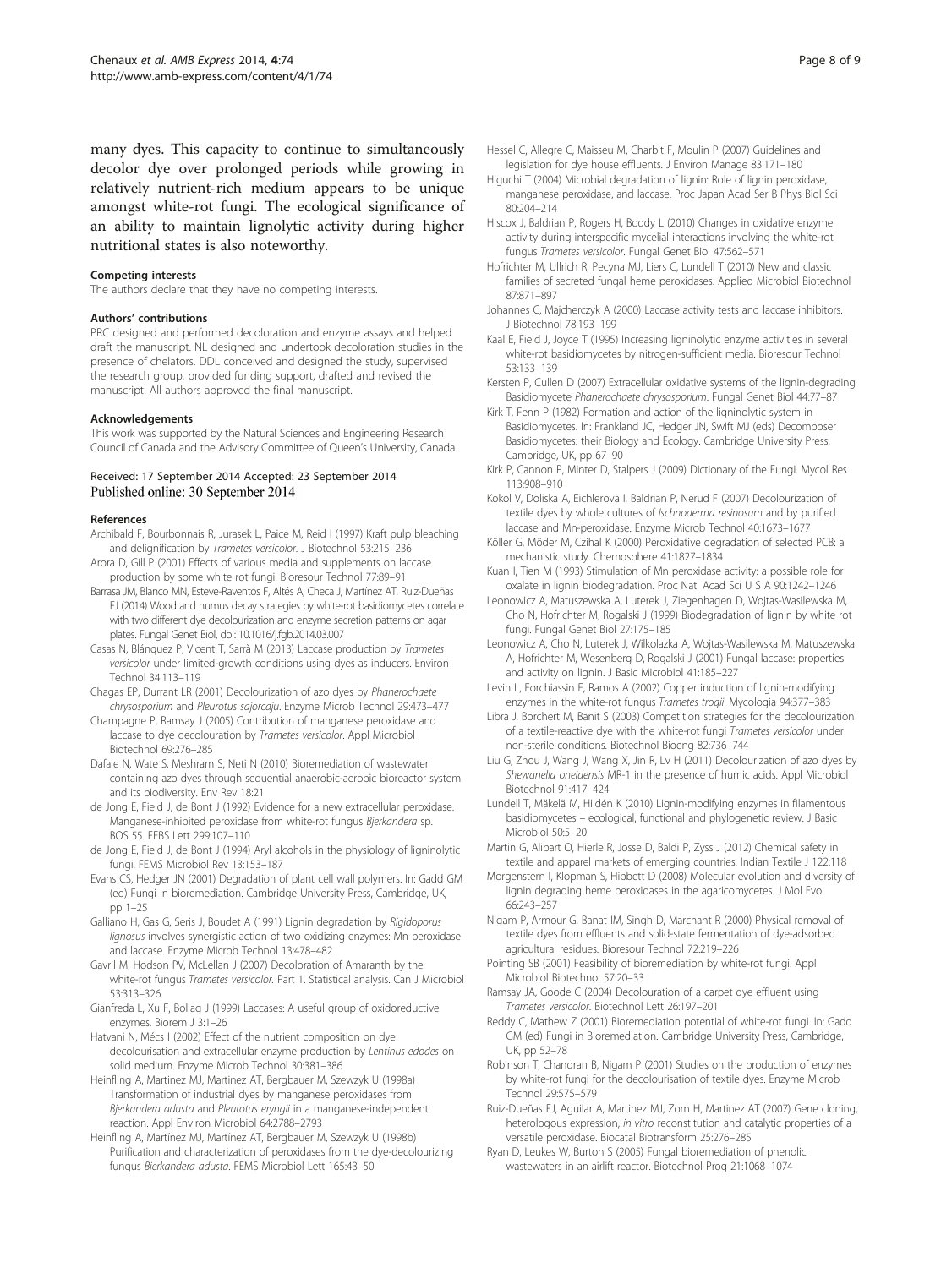many dyes. This capacity to continue to simultaneously decolor dye over prolonged periods while growing in relatively nutrient-rich medium appears to be unique amongst white-rot fungi. The ecological significance of an ability to maintain lignolytic activity during higher nutritional states is also noteworthy.

#### Competing interests

The authors declare that they have no competing interests.

#### Authors' contributions

PRC designed and performed decoloration and enzyme assays and helped draft the manuscript. NL designed and undertook decoloration studies in the presence of chelators. DDL conceived and designed the study, supervised the research group, provided funding support, drafted and revised the manuscript. All authors approved the final manuscript.

#### Acknowledgements

This work was supported by the Natural Sciences and Engineering Research Council of Canada and the Advisory Committee of Queen's University, Canada

Received: 17 September 2014 Accepted: 23 September 2014
Published online: 30 September 2014

#### References

Archibald F, Bourbonnais R, Jurasek L, Paice M, Reid I (1997) Kraft pulp bleaching and delignification by *Trametes versicolor*. J Biotechnol 53:215–236

Arora D, Gill P (2001) Effects of various media and supplements on laccase production by some white rot fungi. Bioresour Technol 77:89–91

Barrasa JM, Blanco MN, Esteve-Raventós F, Altés A, Checa J, Martínez AT, Ruiz-Dueñas FJ (2014) Wood and humus decay strategies by white-rot basidiomycetes correlate with two different dye decolourization and enzyme secretion patterns on agar plates. Fungal Genet Biol, doi: 10.1016/j.fgb.2014.03.007

Casas N, Blánquez P, Vicent T, Sarrà M (2013) Laccase production by *Trametes versicolor* under limited-growth conditions using dyes as inducers. Environ Technol 34:113–119

Chagas EP, Durrant LR (2001) Decolourization of azo dyes by *Phanerochaete chrysosporium* and *Pleurotus sajorcaju*. Enzyme Microb Technol 29:473–477

Champagne P, Ramsay J (2005) Contribution of manganese peroxidase and laccase to dye decolouration by *Trametes versicolor*. Appl Microbiol Biotechnol 69:276–285

Dafale N, Wate S, Meshram S, Neti N (2010) Bioremediation of wastewater containing azo dyes through sequential anaerobic-aerobic bioreactor system and its biodiversity. Env Rev 18:21

de Jong E, Field J, de Bont J (1992) Evidence for a new extracellular peroxidase. Manganese-inhibited peroxidase from white-rot fungus *Bjerkandera* sp. BOS 55. FEBS Lett 299:107–110

de Jong E, Field J, de Bont J (1994) Aryl alcohols in the physiology of ligninolytic fungi. FEMS Microbiol Rev 13:153–187

Evans CS, Hedger JN (2001) Degradation of plant cell wall polymers. In: Gadd GM (ed) Fungi in bioremediation. Cambridge University Press, Cambridge, UK, pp 1–25

Galliano H, Gas G, Seris J, Boudet A (1991) Lignin degradation by *Rigidoporus lignosus* involves synergistic action of two oxidizing enzymes: Mn peroxidase and laccase. Enzyme Microb Technol 13:478–482

Gavril M, Hodson PV, McLellan J (2007) Decoloration of Amaranth by the white-rot fungus *Trametes versicolor*. Part 1. Statistical analysis. Can J Microbiol 53:313–326

Gianfreda L, Xu F, Bollag J (1999) Laccases: A useful group of oxidoreductive enzymes. Biorem J 3:1–26

Hatvani N, Mécs I (2002) Effect of the nutrient composition on dye decolourisation and extracellular enzyme production by *Lentinus edodes* on solid medium. Enzyme Microb Technol 30:381–386

Heinfling A, Martinez MJ, Martinez AT, Bergbauer M, Szewzyk U (1998a) Transformation of industrial dyes by manganese peroxidases from *Bjerkandera adusta* and *Pleurotus eryngii* in a manganese-independent reaction. Appl Environ Microbiol 64:2788–2793

Heinfling A, Martínez MJ, Martínez AT, Bergbauer M, Szewzyk U (1998b) Purification and characterization of peroxidases from the dye-decolourizing fungus *Bjerkandera adusta*. FEMS Microbiol Lett 165:43–50

Hessel C, Allegre C, Maisseu M, Charbit F, Moulin P (2007) Guidelines and legislation for dye house effluents. J Environ Manage 83:171–180

Higuchi T (2004) Microbial degradation of lignin: Role of lignin peroxidase, manganese peroxidase, and laccase. Proc Japan Acad Ser B Phys Biol Sci 80:204–214

Hiscox J, Baldrian P, Rogers H, Boddy L (2010) Changes in oxidative enzyme activity during interspecific mycelial interactions involving the white-rot fungus *Trametes versicolor*. Fungal Genet Biol 47:562–571

Hofrichter M, Ullrich R, Pecyna MJ, Liers C, Lundell T (2010) New and classic families of secreted fungal heme peroxidases. Applied Microbiol Biotechnol 87:871–897

Johannes C, Majcherczyk A (2000) Laccase activity tests and laccase inhibitors. J Biotechnol 78:193–199

Kaal E, Field J, Joyce T (1995) Increasing ligninolytic enzyme activities in several white-rot basidiomycetes by nitrogen-sufficient media. Bioresour Technol 53:133–139

Kersten P, Cullen D (2007) Extracellular oxidative systems of the lignin-degrading Basidiomycete *Phanerochaete chrysosporium*. Fungal Genet Biol 44:77–87

Kirk T, Fenn P (1982) Formation and action of the ligninolytic system in Basidiomycetes. In: Frankland JC, Hedger JN, Swift MJ (eds) Decomposer Basidiomycetes: their Biology and Ecology. Cambridge University Press, Cambridge, UK, pp 67–90

Kirk P, Cannon P, Minter D, Stalpers J (2009) Dictionary of the Fungi. Mycol Res 113:908–910

Kokol V, Doliska A, Eichlerova I, Baldrian P, Nerud F (2007) Decolourization of textile dyes by whole cultures of *Ischnoderma resinosum* and by purified laccase and Mn-peroxidase. Enzyme Microb Technol 40:1673–1677

Köller G, Möder M, Czihal K (2000) Peroxidative degradation of selected PCB: a mechanistic study. Chemosphere 41:1827–1834

Kuan I, Tien M (1993) Stimulation of Mn peroxidase activity: a possible role for oxalate in lignin biodegradation. Proc Natl Acad Sci U S A 90:1242–1246

Leonowicz A, Matuszewska A, Luterek J, Ziegenhagen D, Wojtas-Wasilewska M, Cho N, Hofrichter M, Rogalski J (1999) Biodegradation of lignin by white rot fungi. Fungal Genet Biol 27:175–185

Leonowicz A, Cho N, Luterek J, Wilkolazka A, Wojtas-Wasilewska M, Matuszewska A, Hofrichter M, Wesenberg D, Rogalski J (2001) Fungal laccase: properties and activity on lignin. J Basic Microbiol 41:185–227

Levin L, Forchiassin F, Ramos A (2002) Copper induction of lignin-modifying enzymes in the white-rot fungus *Trametes trogii*. Mycologia 94:377–383

Libra J, Borchert M, Banit S (2003) Competition strategies for the decolourization of a textile-reactive dye with the white-rot fungi *Trametes versicolor* under non-sterile conditions. Biotechnol Bioeng 82:736–744

Liu G, Zhou J, Wang J, Wang X, Jin R, Lv H (2011) Decolourization of azo dyes by *Shewanella oneidensis* MR-1 in the presence of humic acids. Appl Microbiol Biotechnol 91:417–424

Lundell T, Mäkelä M, Hildén K (2010) Lignin-modifying enzymes in filamentous basidiomycetes – ecological, functional and phylogenetic review. J Basic Microbiol 50:5–20

Martin G, Alibart O, Hierle R, Josse D, Baldi P, Zyss J (2012) Chemical safety in textile and apparel markets of emerging countries. Indian Textile J 122:118

Morgenstern I, Klopman S, Hibbett D (2008) Molecular evolution and diversity of lignin degrading heme peroxidases in the agaricomycetes. J Mol Evol 66:243–257

Nigam P, Armour G, Banat IM, Singh D, Marchant R (2000) Physical removal of textile dyes from effluents and solid-state fermentation of dye-adsorbed agricultural residues. Bioresour Technol 72:219–226

Pointing SB (2001) Feasibility of bioremediation by white-rot fungi. Appl Microbiol Biotechnol 57:20–33

Ramsay JA, Goode C (2004) Decolouration of a carpet dye effluent using *Trametes versicolor*. Biotechnol Lett 26:197–201

Reddy C, Mathew Z (2001) Bioremediation potential of white-rot fungi. In: Gadd GM (ed) Fungi in Bioremediation. Cambridge University Press, Cambridge, UK, pp 52–78

Robinson T, Chandran B, Nigam P (2001) Studies on the production of enzymes by white-rot fungi for the decolourisation of textile dyes. Enzyme Microb Technol 29:575–579

Ruiz-Dueñas FJ, Aguilar A, Martinez MJ, Zorn H, Martinez AT (2007) Gene cloning, heterologous expression, *in vitro* reconstitution and catalytic properties of a versatile peroxidase. Biocatal Biotransform 25:276–285

Ryan D, Leukes W, Burton S (2005) Fungal bioremediation of phenolic wastewaters in an airlift reactor. Biotechnol Prog 21:1068–1074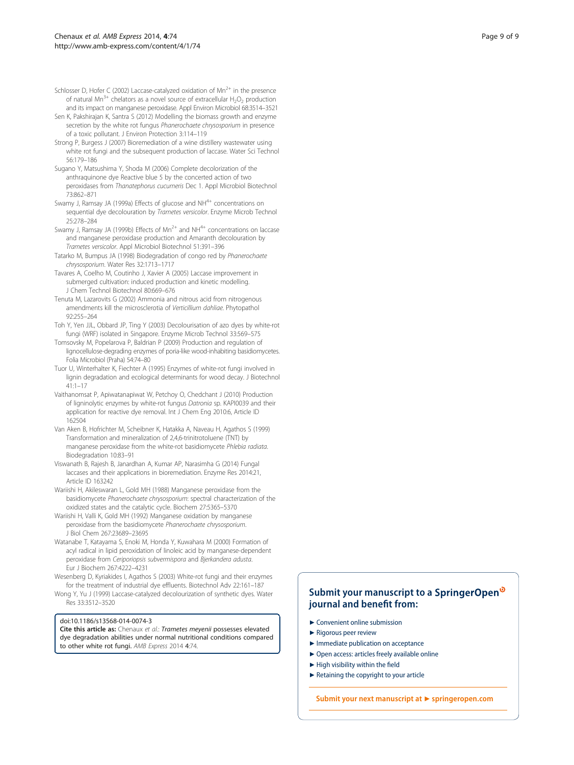Schlosser D, Hofer C (2002) Laccase-catalyzed oxidation of $Mn^{2+}$ in the presence of natural $Mn^{3+}$ chelators as a novel source of extracellular $H_2O_2$ production and its impact on manganese peroxidase. Appl Environ Microbiol 68:3514–3521

Sen K, Pakshirajan K, Santra S (2012) Modelling the biomass growth and enzyme secretion by the white rot fungus *Phanerochaete chrysosporium* in presence of a toxic pollutant. J Environ Protection 3:114–119

Strong P, Burgess J (2007) Bioremediation of a wine distillery wastewater using white rot fungi and the subsequent production of laccase. Water Sci Technol 56:179–186

Sugano Y, Matsushima Y, Shoda M (2006) Complete decolorization of the anthraquinone dye Reactive blue 5 by the concerted action of two peroxidases from *Thanatephorus cucumeris* Dec 1. Appl Microbiol Biotechnol 73:862–871

Swamy J, Ramsay JA (1999a) Effects of glucose and $NH^{4+}$ concentrations on sequential dye decolouration by *Trametes versicolor*. Enzyme Microb Technol 25:278–284

Swamy J, Ramsay JA (1999b) Effects of $Mn^{2+}$ and $NH^{4+}$ concentrations on laccase and manganese peroxidase production and Amaranth decolouration by *Trametes versicolor*. Appl Microbiol Biotechnol 51:391–396

Tatarko M, Bumpus JA (1998) Biodegradation of congo red by *Phanerochaete chrysosporium*. Water Res 32:1713–1717

Tavares A, Coelho M, Coutinho J, Xavier A (2005) Laccase improvement in submerged cultivation: induced production and kinetic modelling. J Chem Technol Biotechnol 80:669–676

Tenuta M, Lazarovits G (2002) Ammonia and nitrous acid from nitrogenous amendments kill the microsclerotia of *Verticillium dahliae*. Phytopathol 92:255–264

Toh Y, Yen JJL, Obbard JP, Ting Y (2003) Decolourisation of azo dyes by white-rot fungi (WRF) isolated in Singapore. Enzyme Microb Technol 33:569–575

Tomsovsky M, Popelarova P, Baldrian P (2009) Production and regulation of lignocellulose-degrading enzymes of poria-like wood-inhabiting basidiomycetes. Folia Microbiol (Praha) 54:74–80

Tuor U, Winterhalter K, Fiechter A (1995) Enzymes of white-rot fungi involved in lignin degradation and ecological determinants for wood decay. J Biotechnol 41:1–17

Vaithanomsat P, Apiwatanapiwat W, Petchoy O, Chedchant J (2010) Production of ligninolytic enzymes by white-rot fungus *Datronia* sp. KAPI0039 and their application for reactive dye removal. Int J Chem Eng 2010:6, Article ID 162504

Van Aken B, Hofrichter M, Scheibner K, Hatakka A, Naveau H, Agathos S (1999) Transformation and mineralization of 2,4,6-trinitrotoluene (TNT) by manganese peroxidase from the white-rot basidiomycete *Phlebia radiata*. Biodegradation 10:83–91

Viswanath B, Rajesh B, Janardhan A, Kumar AP, Narasimha G (2014) Fungal laccases and their applications in bioremediation. Enzyme Res 2014:21, Article ID 163242

Wariishi H, Akileswaran L, Gold MH (1988) Manganese peroxidase from the basidiomycete *Phanerochaete chrysosporium*: spectral characterization of the oxidized states and the catalytic cycle. Biochem 27:5365–5370

Wariishi H, Valli K, Gold MH (1992) Manganese oxidation by manganese peroxidase from the basidiomycete *Phanerochaete chrysosporium*. J Biol Chem 267:23689–23695

Watanabe T, Katayama S, Enoki M, Honda Y, Kuwahara M (2000) Formation of acyl radical in lipid peroxidation of linoleic acid by manganese-dependent peroxidase from *Ceriporiopsis subvermispora* and *Bjerkandera adusta*. Eur J Biochem 267:4222–4231

Wesenberg D, Kyriakides I, Agathos S (2003) White-rot fungi and their enzymes for the treatment of industrial dye effluents. Biotechnol Adv 22:161–187

Wong Y, Yu J (1999) Laccase-catalyzed decolourization of synthetic dyes. Water Res 33:3512–3520

doi:10.1186/s13568-014-0074-3

**Cite this article as:** Chenaux *et al.*: *Trametes meyenii* possesses elevated dye degradation abilities under normal nutritional conditions compared to other white rot fungi. *AMB Express* 2014 **4**:74.

**Submit your manuscript to a SpringerOpen journal and benefit from:**

- ► Convenient online submission
- ► Rigorous peer review
- ► Immediate publication on acceptance
- ► Open access: articles freely available online
- ► High visibility within the field
- ► Retaining the copyright to your article

**Submit your next manuscript at ► springeropen.com**